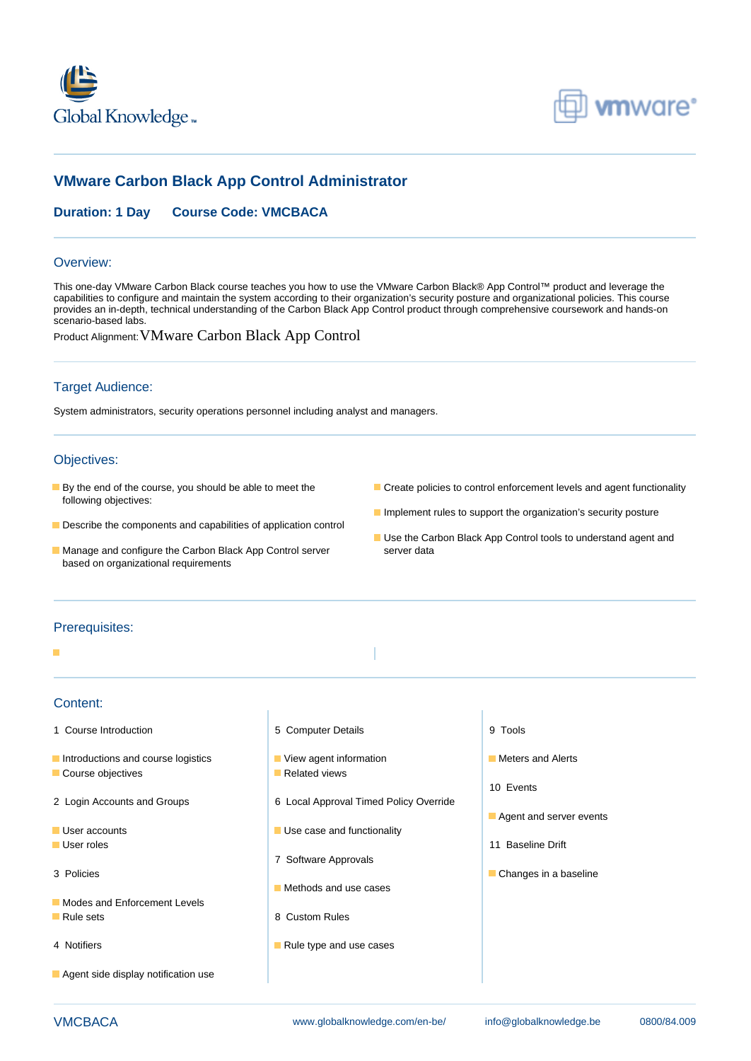# VMware Carbon Black App Control Administrator

**Duration: 1 Day** **Course Code: VMCBACA**

## Overview:

This one-day VMware Carbon Black course teaches you how to use the VMware Carbon Black® App Control™ product and leverage the capabilities to configure and maintain the system according to their organization's security posture and organizational policies. This course provides an in-depth, technical understanding of the Carbon Black App Control product through comprehensive coursework and hands-on scenario-based labs.

Product Alignment: VMware Carbon Black App Control

## Target Audience:

System administrators, security operations personnel including analyst and managers.

## Objectives:

- By the end of the course, you should be able to meet the following objectives:
- Describe the components and capabilities of application control
- Manage and configure the Carbon Black App Control server based on organizational requirements
- Create policies to control enforcement levels and agent functionality
- Implement rules to support the organization's security posture
- Use the Carbon Black App Control tools to understand agent and server data

## Prerequisites:

## Content:

1 Course Introduction

- Introductions and course logistics
- Course objectives

2 Login Accounts and Groups

- User accounts
- User roles

3 Policies

- Modes and Enforcement Levels
- Rule sets

4 Notifiers

- Agent side display notification use

5 Computer Details

- View agent information
- Related views

6 Local Approval Timed Policy Override

- Use case and functionality

7 Software Approvals

- Methods and use cases

8 Custom Rules

- Rule type and use cases

9 Tools

- Meters and Alerts

10 Events

- Agent and server events

11 Baseline Drift

- Changes in a baseline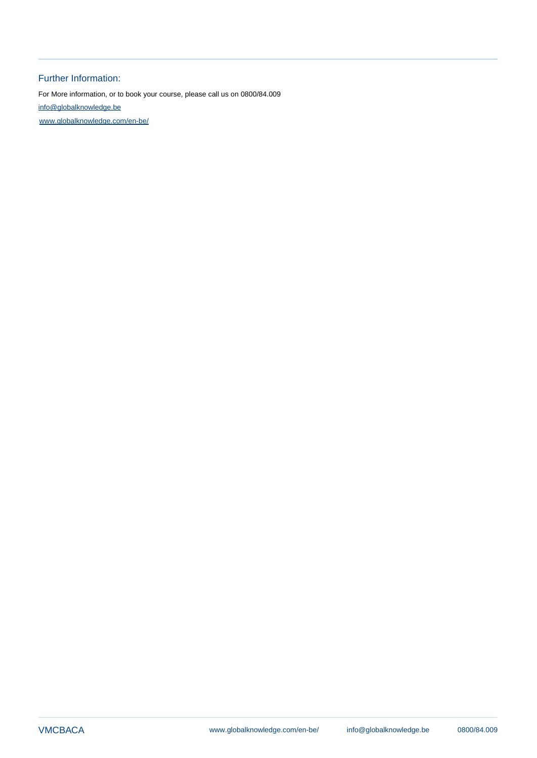## Further Information:

For More information, or to book your course, please call us on 0800/84.009

info@globalknowledge.be

www.globalknowledge.com/en-be/